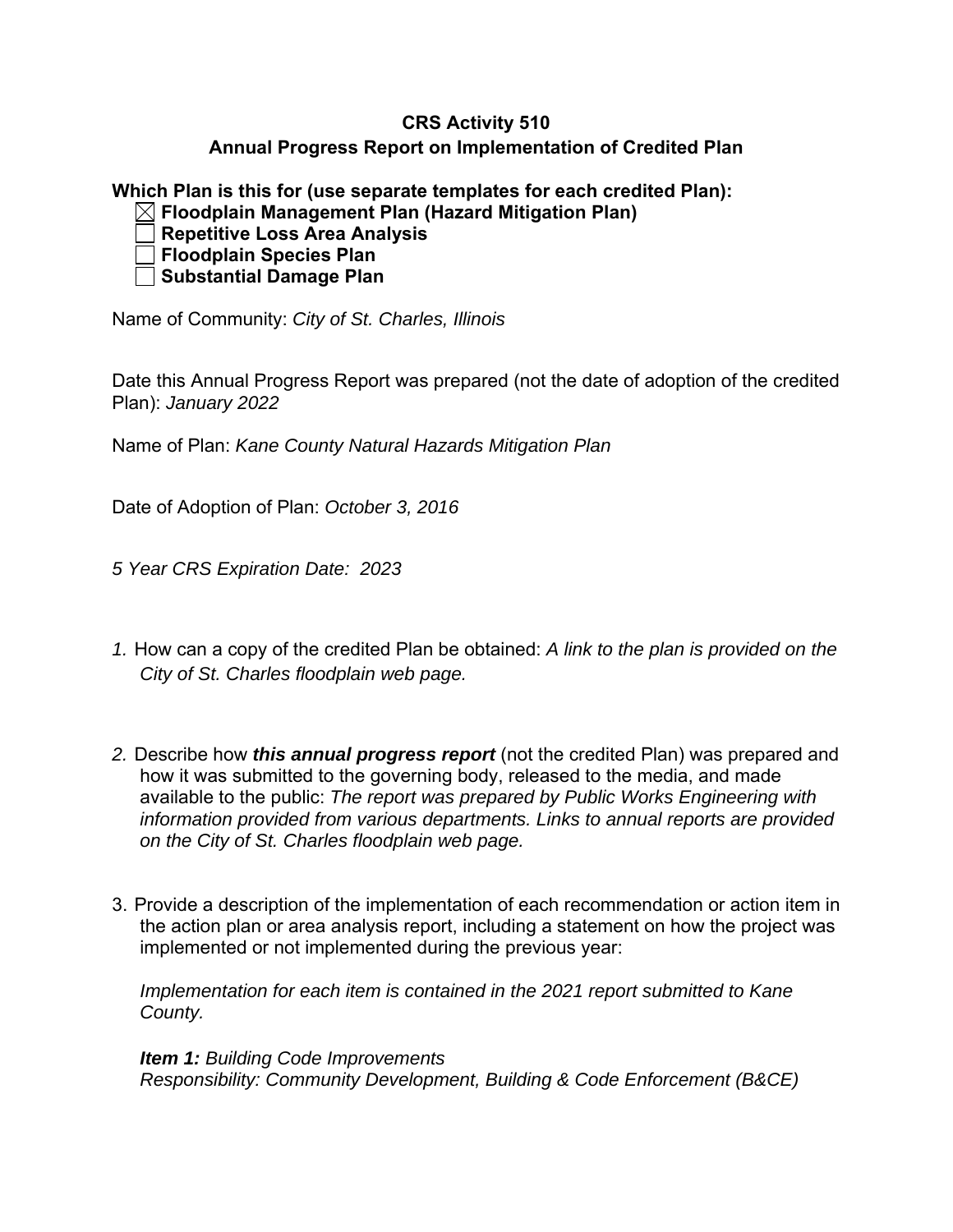**CRS Activity 510**
**Annual Progress Report on Implementation of Credited Plan**

**Which Plan is this for (use separate templates for each credited Plan):**

- ☒ **Floodplain Management Plan (Hazard Mitigation Plan)**
- ☐ **Repetitive Loss Area Analysis**
- ☐ **Floodplain Species Plan**
- ☐ **Substantial Damage Plan**

Name of Community: *City of St. Charles, Illinois*

Date this Annual Progress Report was prepared (not the date of adoption of the credited Plan): *January 2022*

Name of Plan: *Kane County Natural Hazards Mitigation Plan*

Date of Adoption of Plan: *October 3, 2016*

*5 Year CRS Expiration Date: 2023*

*1.* How can a copy of the credited Plan be obtained: *A link to the plan is provided on the City of St. Charles floodplain web page.*

*2.* Describe how ***this annual progress report*** (not the credited Plan) was prepared and how it was submitted to the governing body, released to the media, and made available to the public: *The report was prepared by Public Works Engineering with information provided from various departments. Links to annual reports are provided on the City of St. Charles floodplain web page.*

3. Provide a description of the implementation of each recommendation or action item in the action plan or area analysis report, including a statement on how the project was implemented or not implemented during the previous year:

*Implementation for each item is contained in the 2021 report submitted to Kane County.*

***Item 1:*** *Building Code Improvements*
*Responsibility: Community Development, Building & Code Enforcement (B&CE)*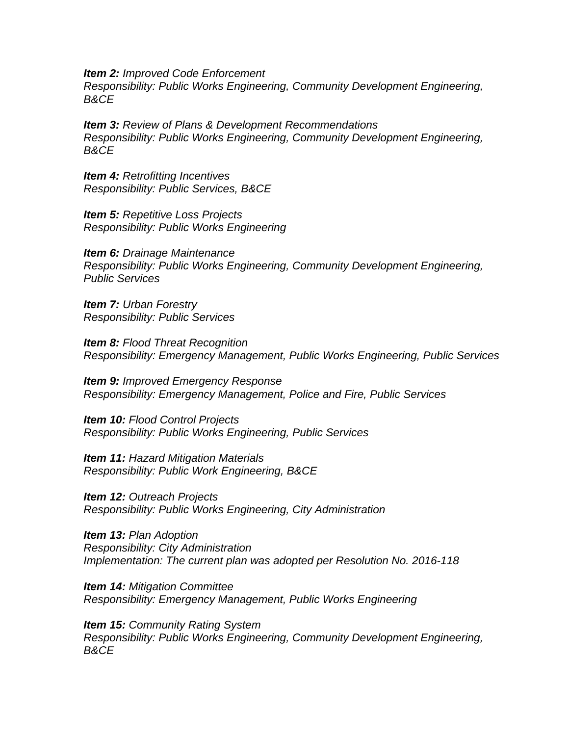***Item 2:*** *Improved Code Enforcement*  
*Responsibility: Public Works Engineering, Community Development Engineering, B&CE*

***Item 3:*** *Review of Plans & Development Recommendations*  
*Responsibility: Public Works Engineering, Community Development Engineering, B&CE*

***Item 4:*** *Retrofitting Incentives*  
*Responsibility: Public Services, B&CE*

***Item 5:*** *Repetitive Loss Projects*  
*Responsibility: Public Works Engineering*

***Item 6:*** *Drainage Maintenance*  
*Responsibility: Public Works Engineering, Community Development Engineering, Public Services*

***Item 7:*** *Urban Forestry*  
*Responsibility: Public Services*

***Item 8:*** *Flood Threat Recognition*  
*Responsibility: Emergency Management, Public Works Engineering, Public Services*

***Item 9:*** *Improved Emergency Response*  
*Responsibility: Emergency Management, Police and Fire, Public Services*

***Item 10:*** *Flood Control Projects*  
*Responsibility: Public Works Engineering, Public Services*

***Item 11:*** *Hazard Mitigation Materials*  
*Responsibility: Public Work Engineering, B&CE*

***Item 12:*** *Outreach Projects*  
*Responsibility: Public Works Engineering, City Administration*

***Item 13:*** *Plan Adoption*  
*Responsibility: City Administration*  
*Implementation: The current plan was adopted per Resolution No. 2016-118*

***Item 14:*** *Mitigation Committee*  
*Responsibility: Emergency Management, Public Works Engineering*

***Item 15:*** *Community Rating System*  
*Responsibility: Public Works Engineering, Community Development Engineering, B&CE*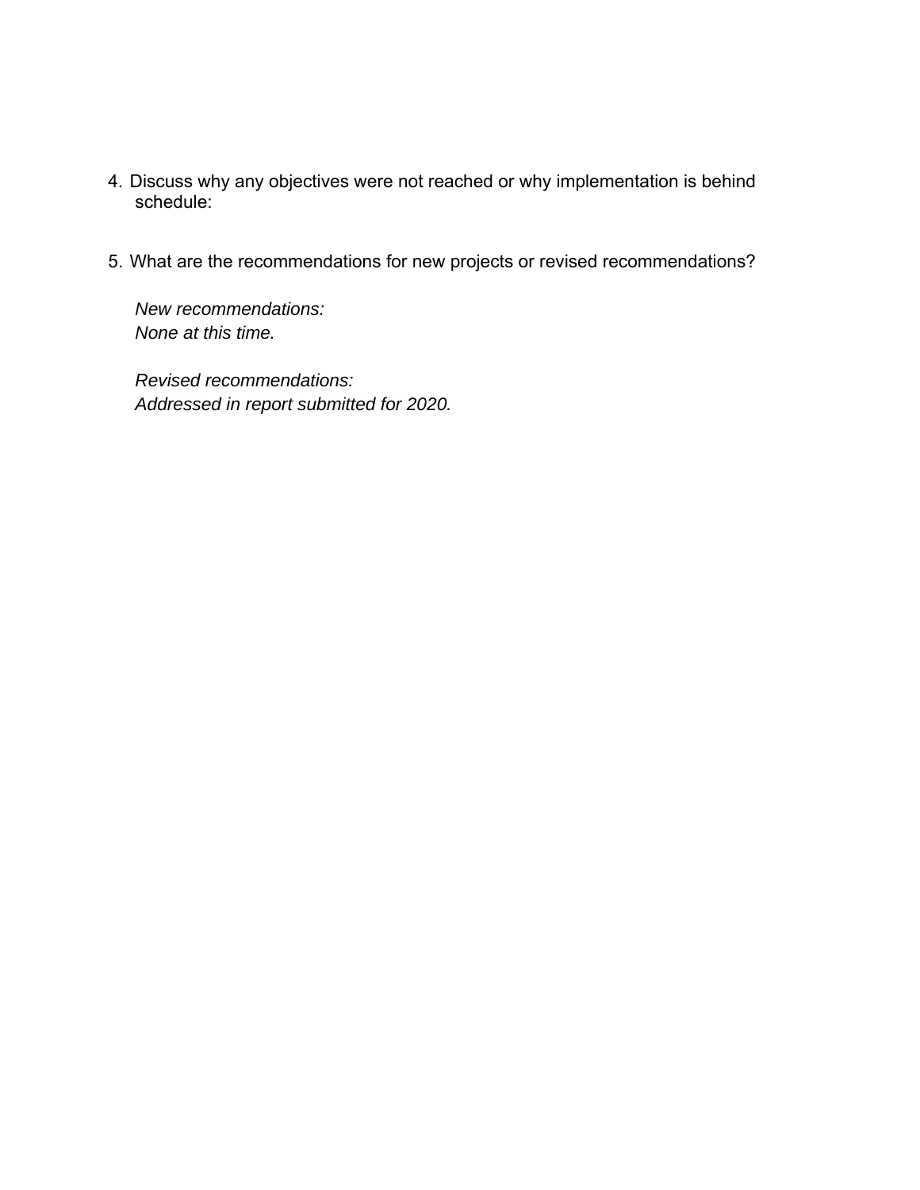4. Discuss why any objectives were not reached or why implementation is behind schedule:

5. What are the recommendations for new projects or revised recommendations?

   *New recommendations:*
   *None at this time.*

   *Revised recommendations:*
   *Addressed in report submitted for 2020.*